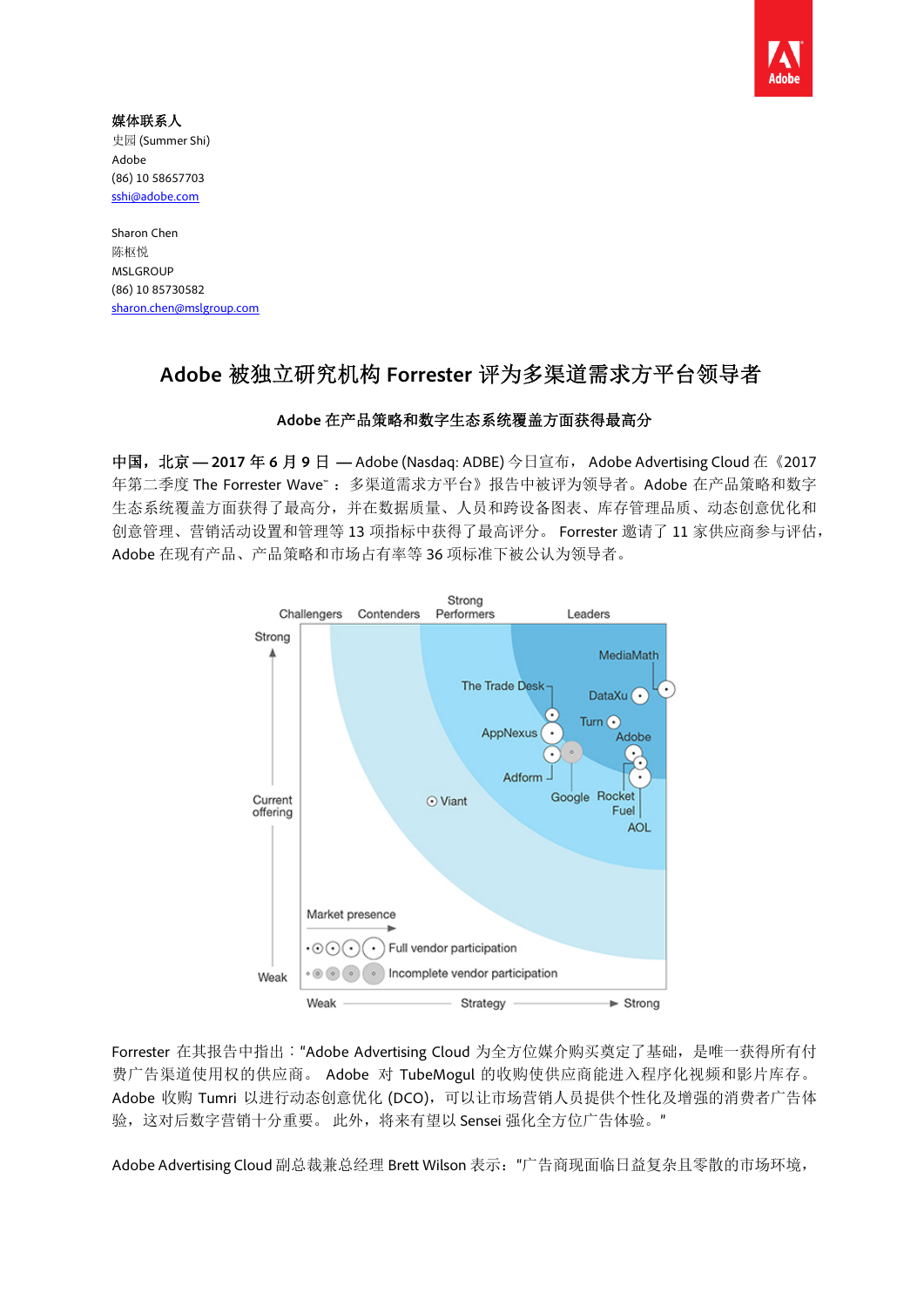**媒体联系人**
史园 (Summer Shi)
Adobe
(86) 10 58657703
sshi@adobe.com

Sharon Chen
陈枢悦
MSLGROUP
(86) 10 85730582
sharon.chen@mslgroup.com

# Adobe 被独立研究机构 Forrester 评为多渠道需求方平台领导者

**Adobe 在产品策略和数字生态系统覆盖方面获得最高分**

**中国，北京 — 2017 年 6 月 9 日 —** Adobe (Nasdaq: ADBE) 今日宣布， Adobe Advertising Cloud 在《2017 年第二季度 The Forrester Wave™：多渠道需求方平台》报告中被评为领导者。Adobe 在产品策略和数字生态系统覆盖方面获得了最高分，并在数据质量、人员和跨设备图表、库存管理品质、动态创意优化和创意管理、营销活动设置和管理等 13 项指标中获得了最高评分。 Forrester 邀请了 11 家供应商参与评估，Adobe 在现有产品、产品策略和市场占有率等 36 项标准下被公认为领导者。

Forrester 在其报告中指出："Adobe Advertising Cloud 为全方位媒介购买奠定了基础，是唯一获得所有付费广告渠道使用权的供应商。 Adobe 对 TubeMogul 的收购使供应商能进入程序化视频和影片库存。Adobe 收购 Tumri 以进行动态创意优化 (DCO)，可以让市场营销人员提供个性化及增强的消费者广告体验，这对后数字营销十分重要。 此外，将来有望以 Sensei 强化全方位广告体验。"

Adobe Advertising Cloud 副总裁兼总经理 Brett Wilson 表示："广告商现面临日益复杂且零散的市场环境，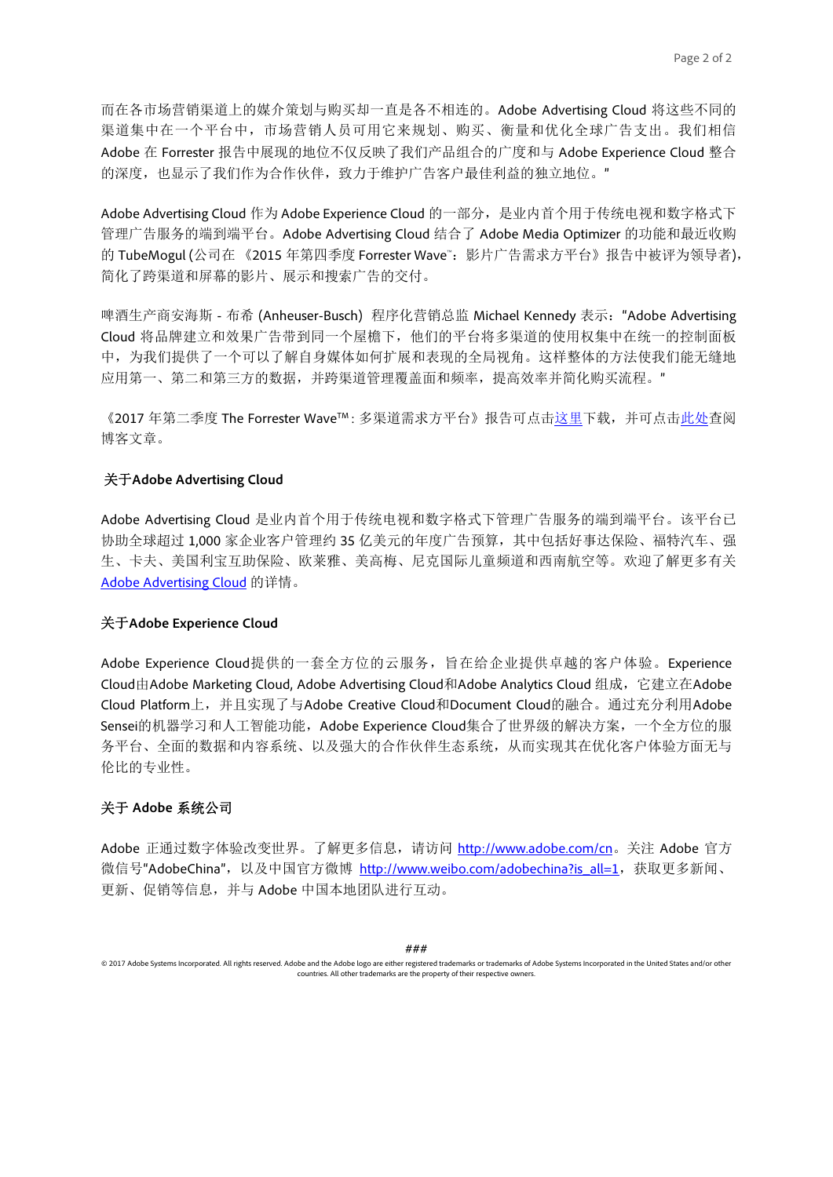而在各市场营销渠道上的媒介策划与购买却一直是各不相连的。Adobe Advertising Cloud 将这些不同的渠道集中在一个平台中，市场营销人员可用它来规划、购买、衡量和优化全球广告支出。我们相信 Adobe 在 Forrester 报告中展现的地位不仅反映了我们产品组合的广度和与 Adobe Experience Cloud 整合的深度，也显示了我们作为合作伙伴，致力于维护广告客户最佳利益的独立地位。"

Adobe Advertising Cloud 作为 Adobe Experience Cloud 的一部分，是业内首个用于传统电视和数字格式下管理广告服务的端到端平台。Adobe Advertising Cloud 结合了 Adobe Media Optimizer 的功能和最近收购的 TubeMogul (公司在《2015 年第四季度 Forrester Wave™：影片广告需求方平台》报告中被评为领导者)，简化了跨渠道和屏幕的影片、展示和搜索广告的交付。

啤酒生产商安海斯 - 布希 (Anheuser-Busch) 程序化营销总监 Michael Kennedy 表示："Adobe Advertising Cloud 将品牌建立和效果广告带到同一个屋檐下，他们的平台将多渠道的使用权集中在统一的控制面板中，为我们提供了一个可以了解自身媒体如何扩展和表现的全局视角。这样整体的方法使我们能无缝地应用第一、第二和第三方的数据，并跨渠道管理覆盖面和频率，提高效率并简化购买流程。"

《2017 年第二季度 The Forrester Wave™：多渠道需求方平台》报告可点击这里下载，并可点击此处查阅博客文章。

### 关于Adobe Advertising Cloud

Adobe Advertising Cloud 是业内首个用于传统电视和数字格式下管理广告服务的端到端平台。该平台已协助全球超过 1,000 家企业客户管理约 35 亿美元的年度广告预算，其中包括好事达保险、福特汽车、强生、卡夫、美国利宝互助保险、欧莱雅、美高梅、尼克国际儿童频道和西南航空等。欢迎了解更多有关 Adobe Advertising Cloud 的详情。

### 关于Adobe Experience Cloud

Adobe Experience Cloud提供的一套全方位的云服务，旨在给企业提供卓越的客户体验。Experience Cloud由Adobe Marketing Cloud, Adobe Advertising Cloud和Adobe Analytics Cloud 组成，它建立在Adobe Cloud Platform上，并且实现了与Adobe Creative Cloud和Document Cloud的融合。通过充分利用Adobe Sensei的机器学习和人工智能功能，Adobe Experience Cloud集合了世界级的解决方案，一个全方位的服务平台、全面的数据和内容系统、以及强大的合作伙伴生态系统，从而实现其在优化客户体验方面无与伦比的专业性。

### 关于 Adobe 系统公司

Adobe 正通过数字体验改变世界。了解更多信息，请访问 http://www.adobe.com/cn。关注 Adobe 官方微信号"AdobeChina"，以及中国官方微博 http://www.weibo.com/adobechina?is_all=1，获取更多新闻、更新、促销等信息，并与 Adobe 中国本地团队进行互动。

###

© 2017 Adobe Systems Incorporated. All rights reserved. Adobe and the Adobe logo are either registered trademarks or trademarks of Adobe Systems Incorporated in the United States and/or other countries. All other trademarks are the property of their respective owners.